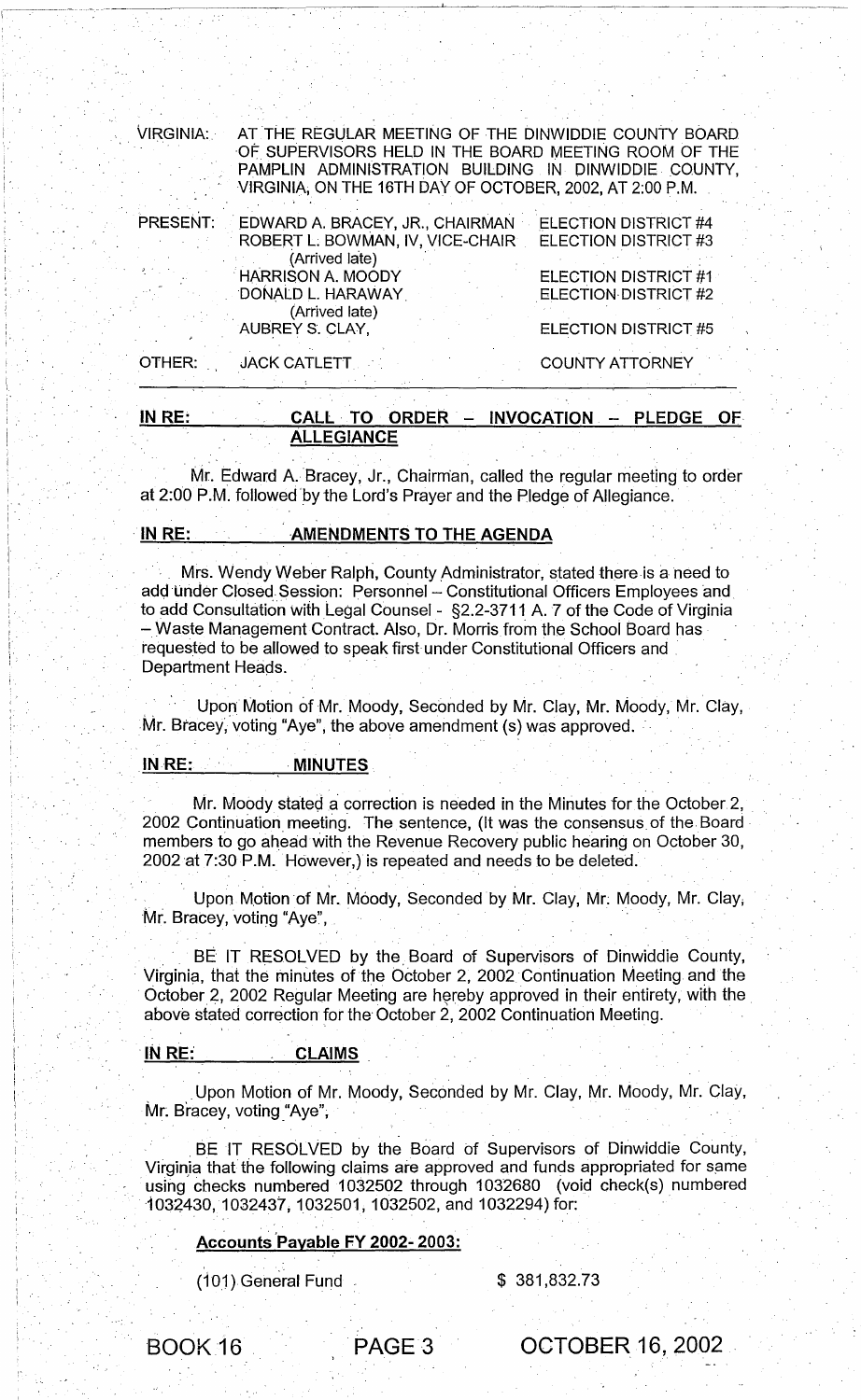VIRGINIA: AT THE REGULAR MEETING OF THE DINWIDDIE COUNTY BOARD OF SUPERVISORS HELD IN THE BOARD MEETING ROOM OF THE PAMPLIN ADMINISTRATION BUILDING IN DINWIDDIE COUNTY, VIRGINIA, ON THE 16TH DAY OF OCTOBER, 2002, AT 2:00 P.M.

| | | |
|---|---|---|
| PRESENT: | EDWARD A. BRACEY, JR., CHAIRMAN | ELECTION DISTRICT #4 |
| | ROBERT L. BOWMAN, IV, VICE-CHAIR (Arrived late) | ELECTION DISTRICT #3 |
| | HARRISON A. MOODY | ELECTION DISTRICT #1 |
| | DONALD L. HARAWAY (Arrived late) | ELECTION DISTRICT #2 |
| | AUBREY S. CLAY, | ELECTION DISTRICT #5 |
| OTHER: | JACK CATLETT | COUNTY ATTORNEY |

**IN RE: CALL TO ORDER – INVOCATION – PLEDGE OF ALLEGIANCE**

Mr. Edward A. Bracey, Jr., Chairman, called the regular meeting to order at 2:00 P.M. followed by the Lord's Prayer and the Pledge of Allegiance.

**IN RE: AMENDMENTS TO THE AGENDA**

Mrs. Wendy Weber Ralph, County Administrator, stated there is a need to add under Closed Session: Personnel – Constitutional Officers Employees and to add Consultation with Legal Counsel - §2.2-3711 A. 7 of the Code of Virginia – Waste Management Contract. Also, Dr. Morris from the School Board has requested to be allowed to speak first under Constitutional Officers and Department Heads.

Upon Motion of Mr. Moody, Seconded by Mr. Clay, Mr. Moody, Mr. Clay, Mr. Bracey, voting "Aye", the above amendment (s) was approved.

**IN RE: MINUTES**

Mr. Moody stated a correction is needed in the Minutes for the October 2, 2002 Continuation meeting. The sentence, (It was the consensus of the Board members to go ahead with the Revenue Recovery public hearing on October 30, 2002 at 7:30 P.M. However,) is repeated and needs to be deleted.

Upon Motion of Mr. Moody, Seconded by Mr. Clay, Mr. Moody, Mr. Clay, Mr. Bracey, voting "Aye",

BE IT RESOLVED by the Board of Supervisors of Dinwiddie County, Virginia, that the minutes of the October 2, 2002 Continuation Meeting and the October 2, 2002 Regular Meeting are hereby approved in their entirety, with the above stated correction for the October 2, 2002 Continuation Meeting.

**IN RE: CLAIMS**

Upon Motion of Mr. Moody, Seconded by Mr. Clay, Mr. Moody, Mr. Clay, Mr. Bracey, voting "Aye",

BE IT RESOLVED by the Board of Supervisors of Dinwiddie County, Virginia that the following claims are approved and funds appropriated for same using checks numbered 1032502 through 1032680 (void check(s) numbered 1032430, 1032437, 1032501, 1032502, and 1032294) for:

**Accounts Payable FY 2002- 2003:**

(101) General Fund $ 381,832.73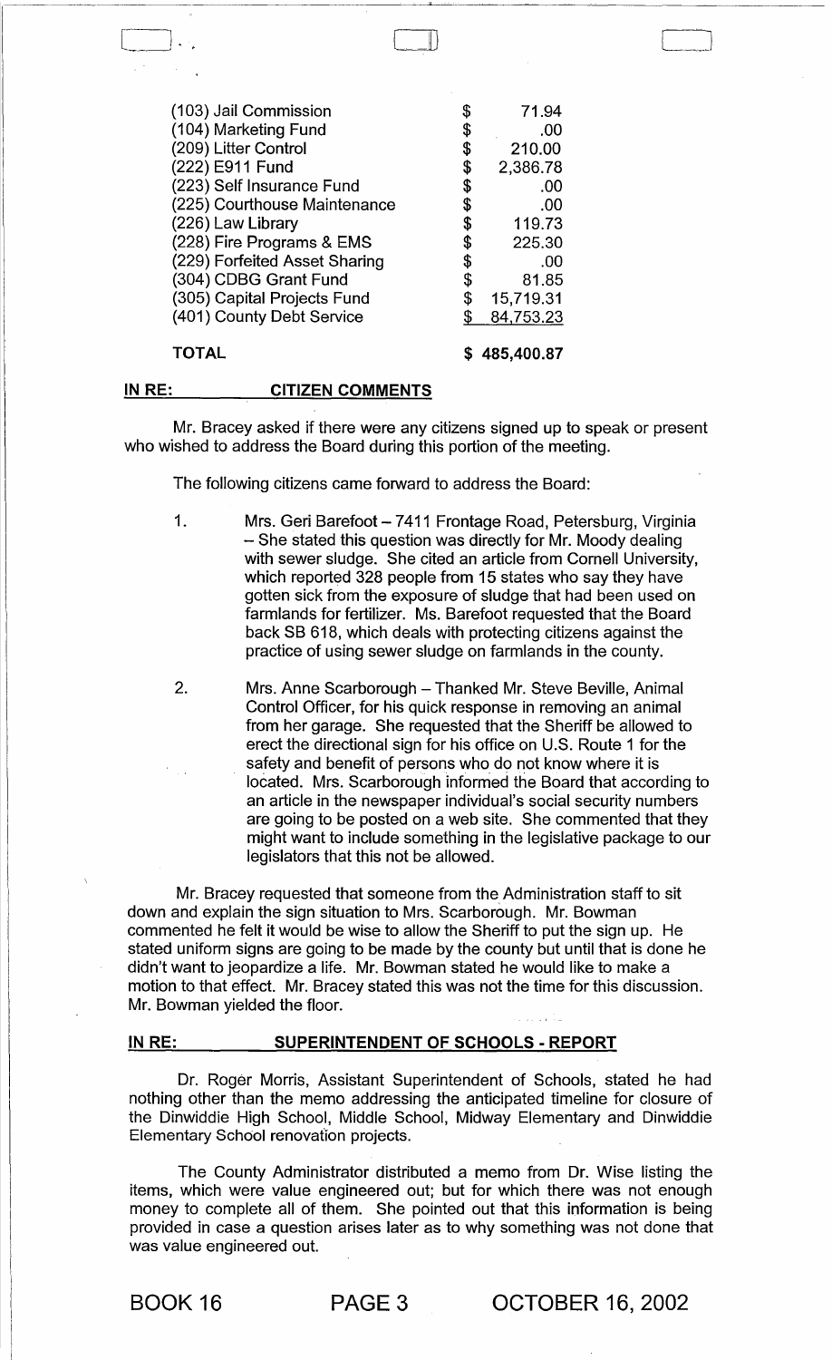| | |
|---|---|
| (103) Jail Commission | $ 71.94 |
| (104) Marketing Fund | $ .00 |
| (209) Litter Control | $ 210.00 |
| (222) E911 Fund | $ 2,386.78 |
| (223) Self Insurance Fund | $ .00 |
| (225) Courthouse Maintenance | $ .00 |
| (226) Law Library | $ 119.73 |
| (228) Fire Programs & EMS | $ 225.30 |
| (229) Forfeited Asset Sharing | $ .00 |
| (304) CDBG Grant Fund | $ 81.85 |
| (305) Capital Projects Fund | $ 15,719.31 |
| (401) County Debt Service | $ 84,753.23 |
| **TOTAL** | **$ 485,400.87** |

**IN RE: CITIZEN COMMENTS**

Mr. Bracey asked if there were any citizens signed up to speak or present who wished to address the Board during this portion of the meeting.

The following citizens came forward to address the Board:

1. Mrs. Geri Barefoot – 7411 Frontage Road, Petersburg, Virginia – She stated this question was directly for Mr. Moody dealing with sewer sludge. She cited an article from Cornell University, which reported 328 people from 15 states who say they have gotten sick from the exposure of sludge that had been used on farmlands for fertilizer. Ms. Barefoot requested that the Board back SB 618, which deals with protecting citizens against the practice of using sewer sludge on farmlands in the county.

2. Mrs. Anne Scarborough – Thanked Mr. Steve Beville, Animal Control Officer, for his quick response in removing an animal from her garage. She requested that the Sheriff be allowed to erect the directional sign for his office on U.S. Route 1 for the safety and benefit of persons who do not know where it is located. Mrs. Scarborough informed the Board that according to an article in the newspaper individual's social security numbers are going to be posted on a web site. She commented that they might want to include something in the legislative package to our legislators that this not be allowed.

Mr. Bracey requested that someone from the Administration staff to sit down and explain the sign situation to Mrs. Scarborough. Mr. Bowman commented he felt it would be wise to allow the Sheriff to put the sign up. He stated uniform signs are going to be made by the county but until that is done he didn't want to jeopardize a life. Mr. Bowman stated he would like to make a motion to that effect. Mr. Bracey stated this was not the time for this discussion. Mr. Bowman yielded the floor.

**IN RE: SUPERINTENDENT OF SCHOOLS - REPORT**

Dr. Roger Morris, Assistant Superintendent of Schools, stated he had nothing other than the memo addressing the anticipated timeline for closure of the Dinwiddie High School, Middle School, Midway Elementary and Dinwiddie Elementary School renovation projects.

The County Administrator distributed a memo from Dr. Wise listing the items, which were value engineered out; but for which there was not enough money to complete all of them. She pointed out that this information is being provided in case a question arises later as to why something was not done that was value engineered out.

BOOK 16 PAGE 3 OCTOBER 16, 2002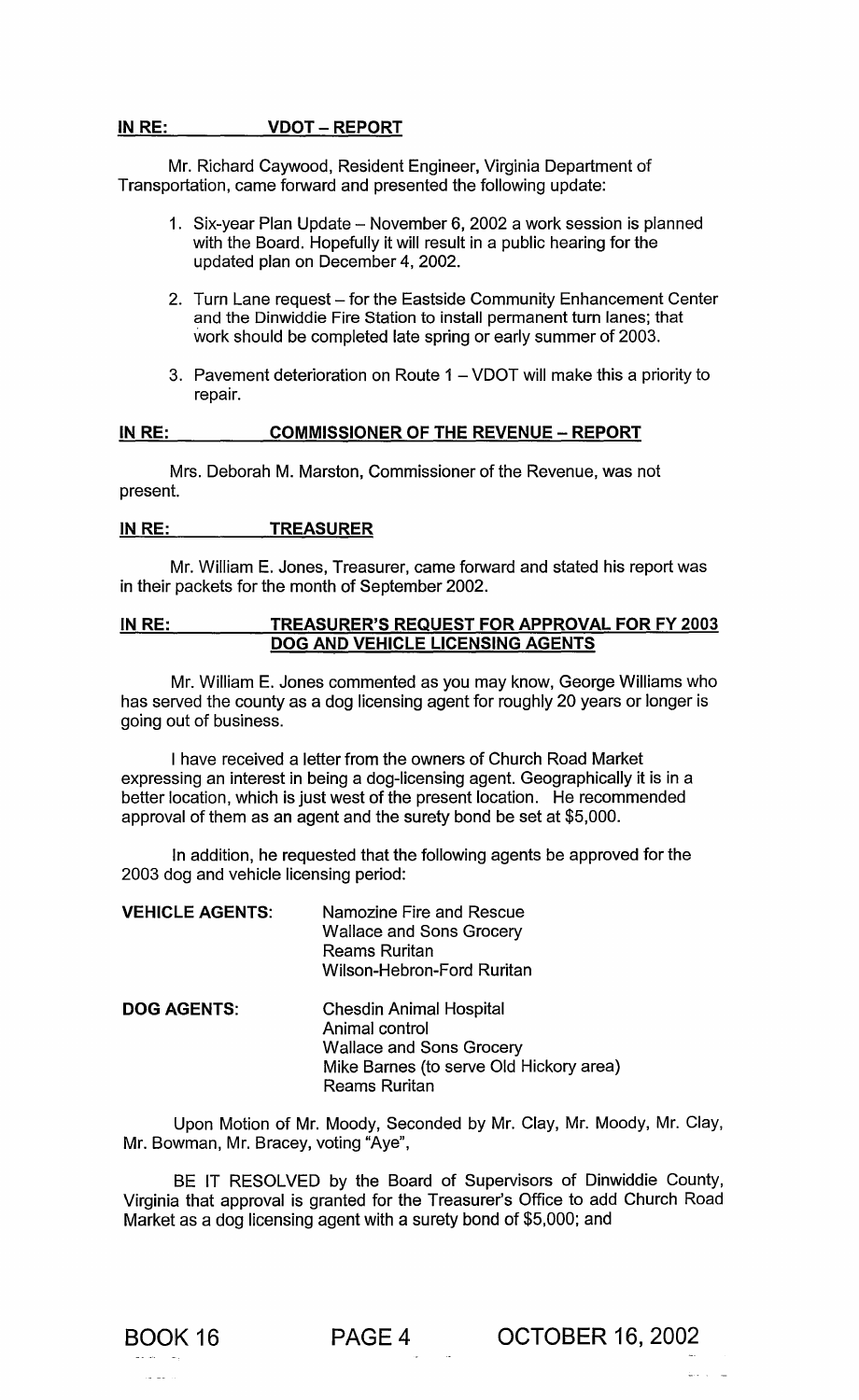**IN RE: VDOT – REPORT**

Mr. Richard Caywood, Resident Engineer, Virginia Department of Transportation, came forward and presented the following update:

1. Six-year Plan Update – November 6, 2002 a work session is planned with the Board. Hopefully it will result in a public hearing for the updated plan on December 4, 2002.
2. Turn Lane request – for the Eastside Community Enhancement Center and the Dinwiddie Fire Station to install permanent turn lanes; that work should be completed late spring or early summer of 2003.
3. Pavement deterioration on Route 1 – VDOT will make this a priority to repair.

**IN RE: COMMISSIONER OF THE REVENUE – REPORT**

Mrs. Deborah M. Marston, Commissioner of the Revenue, was not present.

**IN RE: TREASURER**

Mr. William E. Jones, Treasurer, came forward and stated his report was in their packets for the month of September 2002.

**IN RE: TREASURER'S REQUEST FOR APPROVAL FOR FY 2003 DOG AND VEHICLE LICENSING AGENTS**

Mr. William E. Jones commented as you may know, George Williams who has served the county as a dog licensing agent for roughly 20 years or longer is going out of business.

I have received a letter from the owners of Church Road Market expressing an interest in being a dog-licensing agent. Geographically it is in a better location, which is just west of the present location. He recommended approval of them as an agent and the surety bond be set at $5,000.

In addition, he requested that the following agents be approved for the 2003 dog and vehicle licensing period:

**VEHICLE AGENTS:**
- Namozine Fire and Rescue
- Wallace and Sons Grocery
- Reams Ruritan
- Wilson-Hebron-Ford Ruritan

**DOG AGENTS:**
- Chesdin Animal Hospital
- Animal control
- Wallace and Sons Grocery
- Mike Barnes (to serve Old Hickory area)
- Reams Ruritan

Upon Motion of Mr. Moody, Seconded by Mr. Clay, Mr. Moody, Mr. Clay, Mr. Bowman, Mr. Bracey, voting "Aye",

BE IT RESOLVED by the Board of Supervisors of Dinwiddie County, Virginia that approval is granted for the Treasurer's Office to add Church Road Market as a dog licensing agent with a surety bond of $5,000; and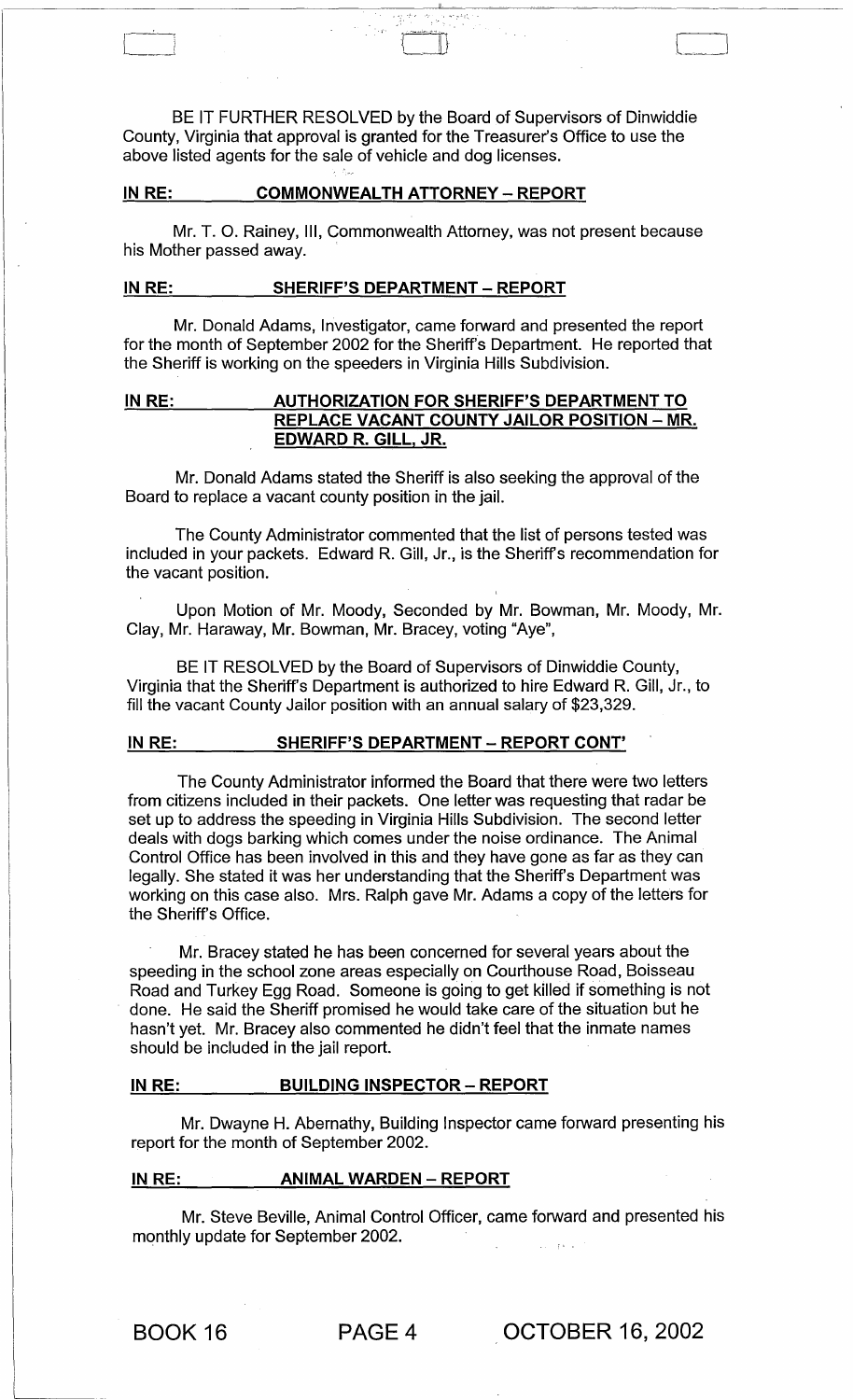BE IT FURTHER RESOLVED by the Board of Supervisors of Dinwiddie County, Virginia that approval is granted for the Treasurer's Office to use the above listed agents for the sale of vehicle and dog licenses.

**IN RE: COMMONWEALTH ATTORNEY – REPORT**

Mr. T. O. Rainey, III, Commonwealth Attorney, was not present because his Mother passed away.

**IN RE: SHERIFF'S DEPARTMENT – REPORT**

Mr. Donald Adams, Investigator, came forward and presented the report for the month of September 2002 for the Sheriff's Department. He reported that the Sheriff is working on the speeders in Virginia Hills Subdivision.

**IN RE: AUTHORIZATION FOR SHERIFF'S DEPARTMENT TO REPLACE VACANT COUNTY JAILOR POSITION – MR. EDWARD R. GILL, JR.**

Mr. Donald Adams stated the Sheriff is also seeking the approval of the Board to replace a vacant county position in the jail.

The County Administrator commented that the list of persons tested was included in your packets. Edward R. Gill, Jr., is the Sheriff's recommendation for the vacant position.

Upon Motion of Mr. Moody, Seconded by Mr. Bowman, Mr. Moody, Mr. Clay, Mr. Haraway, Mr. Bowman, Mr. Bracey, voting "Aye",

BE IT RESOLVED by the Board of Supervisors of Dinwiddie County, Virginia that the Sheriff's Department is authorized to hire Edward R. Gill, Jr., to fill the vacant County Jailor position with an annual salary of $23,329.

**IN RE: SHERIFF'S DEPARTMENT – REPORT CONT'**

The County Administrator informed the Board that there were two letters from citizens included in their packets. One letter was requesting that radar be set up to address the speeding in Virginia Hills Subdivision. The second letter deals with dogs barking which comes under the noise ordinance. The Animal Control Office has been involved in this and they have gone as far as they can legally. She stated it was her understanding that the Sheriff's Department was working on this case also. Mrs. Ralph gave Mr. Adams a copy of the letters for the Sheriff's Office.

Mr. Bracey stated he has been concerned for several years about the speeding in the school zone areas especially on Courthouse Road, Boisseau Road and Turkey Egg Road. Someone is going to get killed if something is not done. He said the Sheriff promised he would take care of the situation but he hasn't yet. Mr. Bracey also commented he didn't feel that the inmate names should be included in the jail report.

**IN RE: BUILDING INSPECTOR – REPORT**

Mr. Dwayne H. Abernathy, Building Inspector came forward presenting his report for the month of September 2002.

**IN RE: ANIMAL WARDEN – REPORT**

Mr. Steve Beville, Animal Control Officer, came forward and presented his monthly update for September 2002.

BOOK 16 PAGE 4 OCTOBER 16, 2002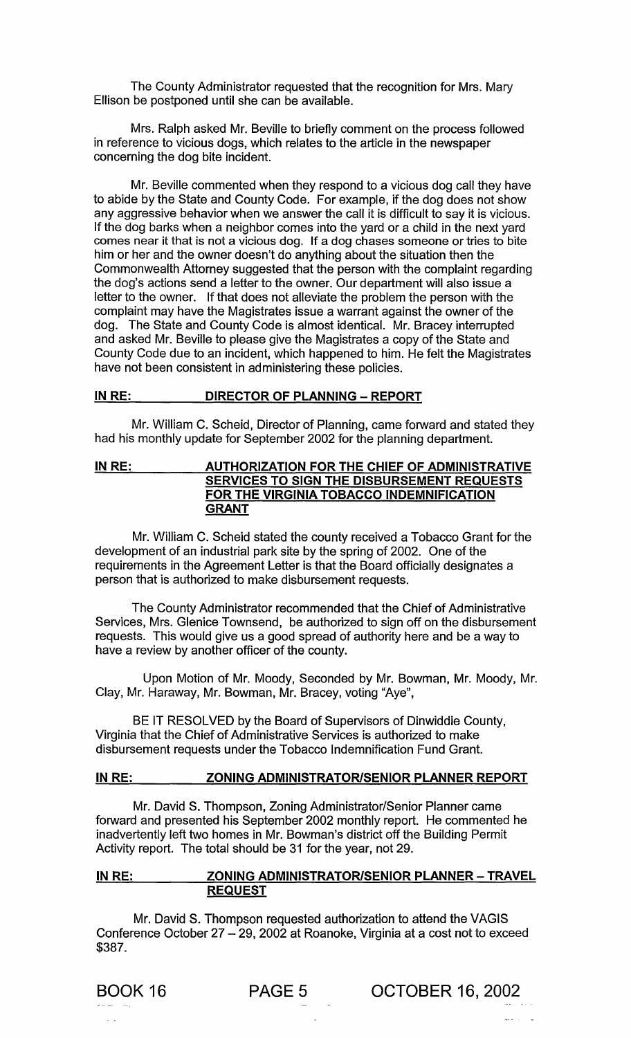The County Administrator requested that the recognition for Mrs. Mary Ellison be postponed until she can be available.

Mrs. Ralph asked Mr. Beville to briefly comment on the process followed in reference to vicious dogs, which relates to the article in the newspaper concerning the dog bite incident.

Mr. Beville commented when they respond to a vicious dog call they have to abide by the State and County Code. For example, if the dog does not show any aggressive behavior when we answer the call it is difficult to say it is vicious. If the dog barks when a neighbor comes into the yard or a child in the next yard comes near it that is not a vicious dog. If a dog chases someone or tries to bite him or her and the owner doesn't do anything about the situation then the Commonwealth Attorney suggested that the person with the complaint regarding the dog's actions send a letter to the owner. Our department will also issue a letter to the owner. If that does not alleviate the problem the person with the complaint may have the Magistrates issue a warrant against the owner of the dog. The State and County Code is almost identical. Mr. Bracey interrupted and asked Mr. Beville to please give the Magistrates a copy of the State and County Code due to an incident, which happened to him. He felt the Magistrates have not been consistent in administering these policies.

**IN RE: DIRECTOR OF PLANNING – REPORT**

Mr. William C. Scheid, Director of Planning, came forward and stated they had his monthly update for September 2002 for the planning department.

**IN RE: AUTHORIZATION FOR THE CHIEF OF ADMINISTRATIVE SERVICES TO SIGN THE DISBURSEMENT REQUESTS FOR THE VIRGINIA TOBACCO INDEMNIFICATION GRANT**

Mr. William C. Scheid stated the county received a Tobacco Grant for the development of an industrial park site by the spring of 2002. One of the requirements in the Agreement Letter is that the Board officially designates a person that is authorized to make disbursement requests.

The County Administrator recommended that the Chief of Administrative Services, Mrs. Glenice Townsend, be authorized to sign off on the disbursement requests. This would give us a good spread of authority here and be a way to have a review by another officer of the county.

Upon Motion of Mr. Moody, Seconded by Mr. Bowman, Mr. Moody, Mr. Clay, Mr. Haraway, Mr. Bowman, Mr. Bracey, voting "Aye",

BE IT RESOLVED by the Board of Supervisors of Dinwiddie County, Virginia that the Chief of Administrative Services is authorized to make disbursement requests under the Tobacco Indemnification Fund Grant.

**IN RE: ZONING ADMINISTRATOR/SENIOR PLANNER REPORT**

Mr. David S. Thompson, Zoning Administrator/Senior Planner came forward and presented his September 2002 monthly report. He commented he inadvertently left two homes in Mr. Bowman's district off the Building Permit Activity report. The total should be 31 for the year, not 29.

**IN RE: ZONING ADMINISTRATOR/SENIOR PLANNER – TRAVEL REQUEST**

Mr. David S. Thompson requested authorization to attend the VAGIS Conference October 27 – 29, 2002 at Roanoke, Virginia at a cost not to exceed $387.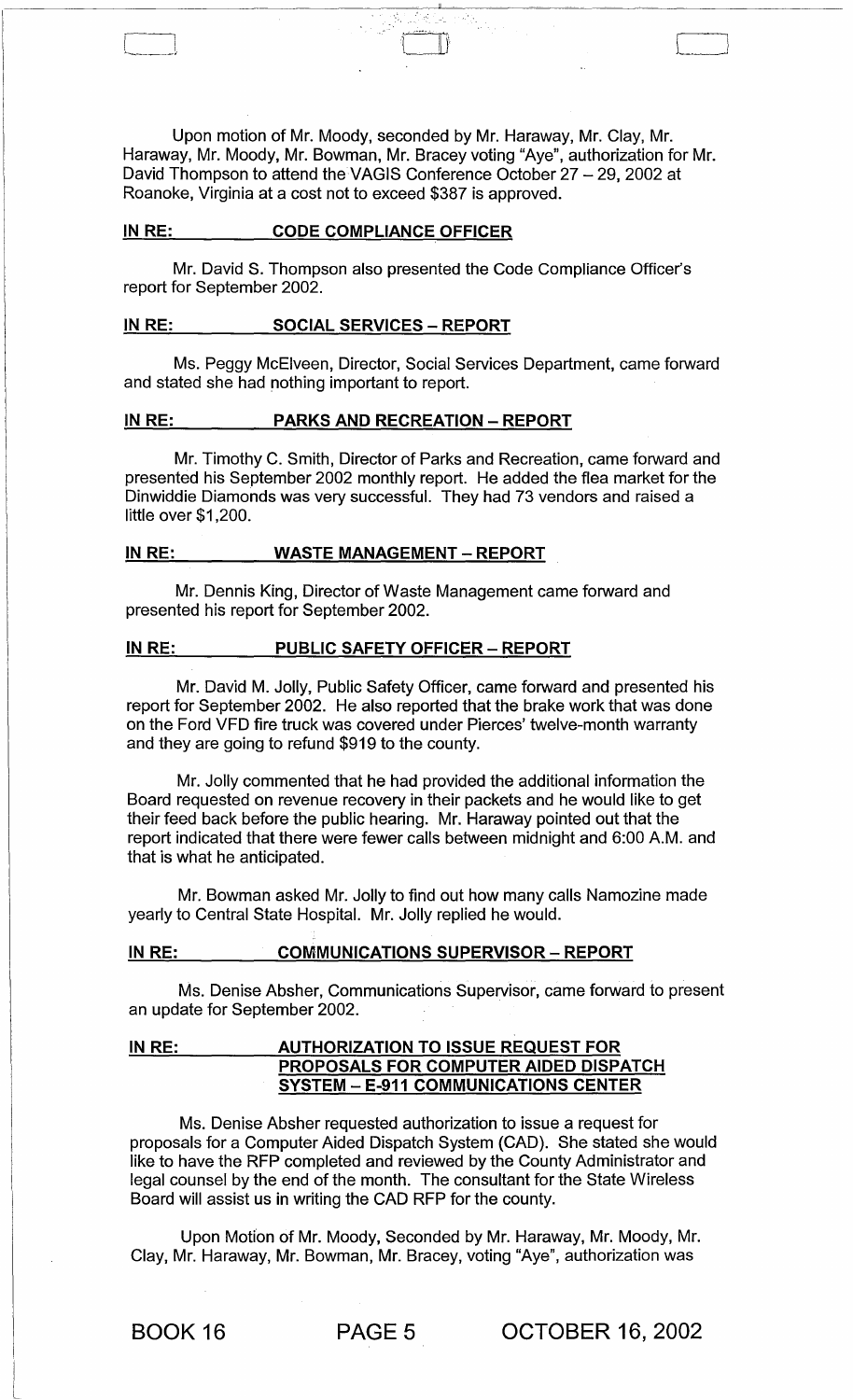Upon motion of Mr. Moody, seconded by Mr. Haraway, Mr. Clay, Mr. Haraway, Mr. Moody, Mr. Bowman, Mr. Bracey voting "Aye", authorization for Mr. David Thompson to attend the VAGIS Conference October 27 – 29, 2002 at Roanoke, Virginia at a cost not to exceed $387 is approved.

**IN RE: CODE COMPLIANCE OFFICER**

Mr. David S. Thompson also presented the Code Compliance Officer's report for September 2002.

**IN RE: SOCIAL SERVICES – REPORT**

Ms. Peggy McElveen, Director, Social Services Department, came forward and stated she had nothing important to report.

**IN RE: PARKS AND RECREATION – REPORT**

Mr. Timothy C. Smith, Director of Parks and Recreation, came forward and presented his September 2002 monthly report. He added the flea market for the Dinwiddie Diamonds was very successful. They had 73 vendors and raised a little over $1,200.

**IN RE: WASTE MANAGEMENT – REPORT**

Mr. Dennis King, Director of Waste Management came forward and presented his report for September 2002.

**IN RE: PUBLIC SAFETY OFFICER – REPORT**

Mr. David M. Jolly, Public Safety Officer, came forward and presented his report for September 2002. He also reported that the brake work that was done on the Ford VFD fire truck was covered under Pierces' twelve-month warranty and they are going to refund $919 to the county.

Mr. Jolly commented that he had provided the additional information the Board requested on revenue recovery in their packets and he would like to get their feed back before the public hearing. Mr. Haraway pointed out that the report indicated that there were fewer calls between midnight and 6:00 A.M. and that is what he anticipated.

Mr. Bowman asked Mr. Jolly to find out how many calls Namozine made yearly to Central State Hospital. Mr. Jolly replied he would.

**IN RE: COMMUNICATIONS SUPERVISOR – REPORT**

Ms. Denise Absher, Communications Supervisor, came forward to present an update for September 2002.

**IN RE: AUTHORIZATION TO ISSUE REQUEST FOR PROPOSALS FOR COMPUTER AIDED DISPATCH SYSTEM – E-911 COMMUNICATIONS CENTER**

Ms. Denise Absher requested authorization to issue a request for proposals for a Computer Aided Dispatch System (CAD). She stated she would like to have the RFP completed and reviewed by the County Administrator and legal counsel by the end of the month. The consultant for the State Wireless Board will assist us in writing the CAD RFP for the county.

Upon Motion of Mr. Moody, Seconded by Mr. Haraway, Mr. Moody, Mr. Clay, Mr. Haraway, Mr. Bowman, Mr. Bracey, voting "Aye", authorization was

BOOK 16 PAGE 5 OCTOBER 16, 2002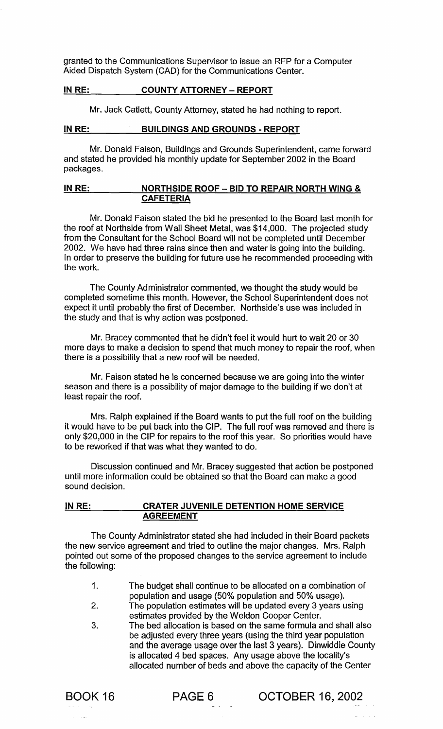granted to the Communications Supervisor to issue an RFP for a Computer Aided Dispatch System (CAD) for the Communications Center.

**IN RE: COUNTY ATTORNEY – REPORT**

Mr. Jack Catlett, County Attorney, stated he had nothing to report.

**IN RE: BUILDINGS AND GROUNDS - REPORT**

Mr. Donald Faison, Buildings and Grounds Superintendent, came forward and stated he provided his monthly update for September 2002 in the Board packages.

**IN RE: NORTHSIDE ROOF – BID TO REPAIR NORTH WING & CAFETERIA**

Mr. Donald Faison stated the bid he presented to the Board last month for the roof at Northside from Wall Sheet Metal, was $14,000. The projected study from the Consultant for the School Board will not be completed until December 2002. We have had three rains since then and water is going into the building. In order to preserve the building for future use he recommended proceeding with the work.

The County Administrator commented, we thought the study would be completed sometime this month. However, the School Superintendent does not expect it until probably the first of December. Northside's use was included in the study and that is why action was postponed.

Mr. Bracey commented that he didn't feel it would hurt to wait 20 or 30 more days to make a decision to spend that much money to repair the roof, when there is a possibility that a new roof will be needed.

Mr. Faison stated he is concerned because we are going into the winter season and there is a possibility of major damage to the building if we don't at least repair the roof.

Mrs. Ralph explained if the Board wants to put the full roof on the building it would have to be put back into the CIP. The full roof was removed and there is only $20,000 in the CIP for repairs to the roof this year. So priorities would have to be reworked if that was what they wanted to do.

Discussion continued and Mr. Bracey suggested that action be postponed until more information could be obtained so that the Board can make a good sound decision.

**IN RE: CRATER JUVENILE DETENTION HOME SERVICE AGREEMENT**

The County Administrator stated she had included in their Board packets the new service agreement and tried to outline the major changes. Mrs. Ralph pointed out some of the proposed changes to the service agreement to include the following:

1. The budget shall continue to be allocated on a combination of population and usage (50% population and 50% usage).
2. The population estimates will be updated every 3 years using estimates provided by the Weldon Cooper Center.
3. The bed allocation is based on the same formula and shall also be adjusted every three years (using the third year population and the average usage over the last 3 years). Dinwiddie County is allocated 4 bed spaces. Any usage above the locality's allocated number of beds and above the capacity of the Center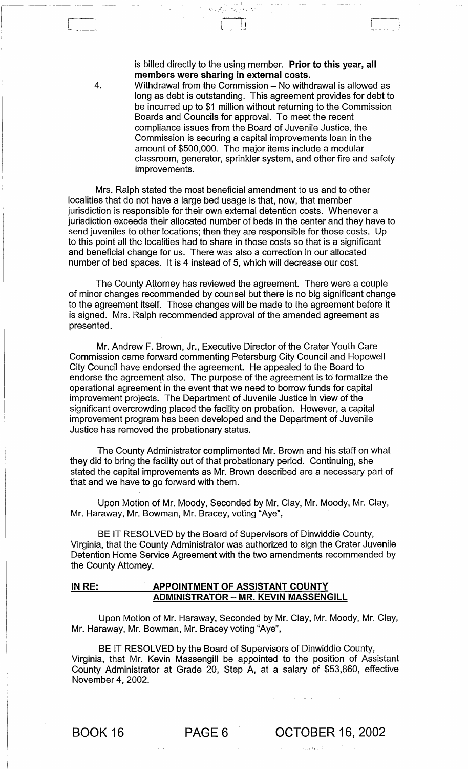is billed directly to the using member. **Prior to this year, all members were sharing in external costs.**

4. Withdrawal from the Commission – No withdrawal is allowed as long as debt is outstanding. This agreement provides for debt to be incurred up to $1 million without returning to the Commission Boards and Councils for approval. To meet the recent compliance issues from the Board of Juvenile Justice, the Commission is securing a capital improvements loan in the amount of $500,000. The major items include a modular classroom, generator, sprinkler system, and other fire and safety improvements.

Mrs. Ralph stated the most beneficial amendment to us and to other localities that do not have a large bed usage is that, now, that member jurisdiction is responsible for their own external detention costs. Whenever a jurisdiction exceeds their allocated number of beds in the center and they have to send juveniles to other locations; then they are responsible for those costs. Up to this point all the localities had to share in those costs so that is a significant and beneficial change for us. There was also a correction in our allocated number of bed spaces. It is 4 instead of 5, which will decrease our cost.

The County Attorney has reviewed the agreement. There were a couple of minor changes recommended by counsel but there is no big significant change to the agreement itself. Those changes will be made to the agreement before it is signed. Mrs. Ralph recommended approval of the amended agreement as presented.

Mr. Andrew F. Brown, Jr., Executive Director of the Crater Youth Care Commission came forward commenting Petersburg City Council and Hopewell City Council have endorsed the agreement. He appealed to the Board to endorse the agreement also. The purpose of the agreement is to formalize the operational agreement in the event that we need to borrow funds for capital improvement projects. The Department of Juvenile Justice in view of the significant overcrowding placed the facility on probation. However, a capital improvement program has been developed and the Department of Juvenile Justice has removed the probationary status.

The County Administrator complimented Mr. Brown and his staff on what they did to bring the facility out of that probationary period. Continuing, she stated the capital improvements as Mr. Brown described are a necessary part of that and we have to go forward with them.

Upon Motion of Mr. Moody, Seconded by Mr. Clay, Mr. Moody, Mr. Clay, Mr. Haraway, Mr. Bowman, Mr. Bracey, voting "Aye",

BE IT RESOLVED by the Board of Supervisors of Dinwiddie County, Virginia, that the County Administrator was authorized to sign the Crater Juvenile Detention Home Service Agreement with the two amendments recommended by the County Attorney.

**IN RE: APPOINTMENT OF ASSISTANT COUNTY ADMINISTRATOR – MR. KEVIN MASSENGILL**

Upon Motion of Mr. Haraway, Seconded by Mr. Clay, Mr. Moody, Mr. Clay, Mr. Haraway, Mr. Bowman, Mr. Bracey voting "Aye",

BE IT RESOLVED by the Board of Supervisors of Dinwiddie County, Virginia, that Mr. Kevin Massengill be appointed to the position of Assistant County Administrator at Grade 20, Step A, at a salary of $53,860, effective November 4, 2002.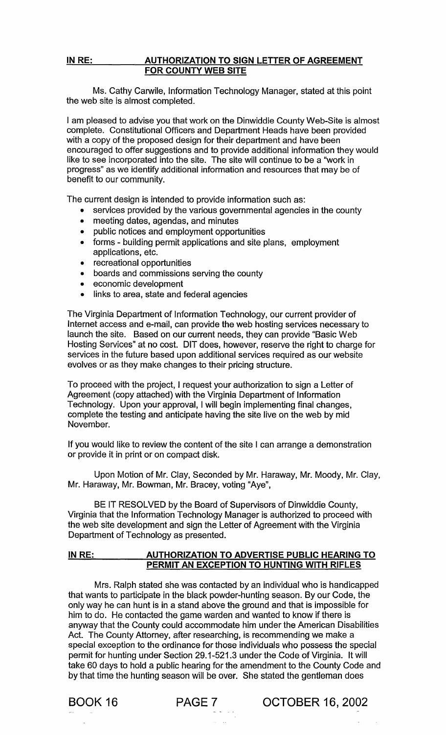**IN RE: AUTHORIZATION TO SIGN LETTER OF AGREEMENT FOR COUNTY WEB SITE**

Ms. Cathy Carwile, Information Technology Manager, stated at this point the web site is almost completed.

I am pleased to advise you that work on the Dinwiddie County Web-Site is almost complete. Constitutional Officers and Department Heads have been provided with a copy of the proposed design for their department and have been encouraged to offer suggestions and to provide additional information they would like to see incorporated into the site. The site will continue to be a "work in progress" as we identify additional information and resources that may be of benefit to our community.

The current design is intended to provide information such as:

- services provided by the various governmental agencies in the county
- meeting dates, agendas, and minutes
- public notices and employment opportunities
- forms - building permit applications and site plans, employment applications, etc.
- recreational opportunities
- boards and commissions serving the county
- economic development
- links to area, state and federal agencies

The Virginia Department of Information Technology, our current provider of Internet access and e-mail, can provide the web hosting services necessary to launch the site. Based on our current needs, they can provide "Basic Web Hosting Services" at no cost. DIT does, however, reserve the right to charge for services in the future based upon additional services required as our website evolves or as they make changes to their pricing structure.

To proceed with the project, I request your authorization to sign a Letter of Agreement (copy attached) with the Virginia Department of Information Technology. Upon your approval, I will begin implementing final changes, complete the testing and anticipate having the site live on the web by mid November.

If you would like to review the content of the site I can arrange a demonstration or provide it in print or on compact disk.

Upon Motion of Mr. Clay, Seconded by Mr. Haraway, Mr. Moody, Mr. Clay, Mr. Haraway, Mr. Bowman, Mr. Bracey, voting "Aye",

BE IT RESOLVED by the Board of Supervisors of Dinwiddie County, Virginia that the Information Technology Manager is authorized to proceed with the web site development and sign the Letter of Agreement with the Virginia Department of Technology as presented.

**IN RE: AUTHORIZATION TO ADVERTISE PUBLIC HEARING TO PERMIT AN EXCEPTION TO HUNTING WITH RIFLES**

Mrs. Ralph stated she was contacted by an individual who is handicapped that wants to participate in the black powder-hunting season. By our Code, the only way he can hunt is in a stand above the ground and that is impossible for him to do. He contacted the game warden and wanted to know if there is anyway that the County could accommodate him under the American Disabilities Act. The County Attorney, after researching, is recommending we make a special exception to the ordinance for those individuals who possess the special permit for hunting under Section 29.1-521.3 under the Code of Virginia. It will take 60 days to hold a public hearing for the amendment to the County Code and by that time the hunting season will be over. She stated the gentleman does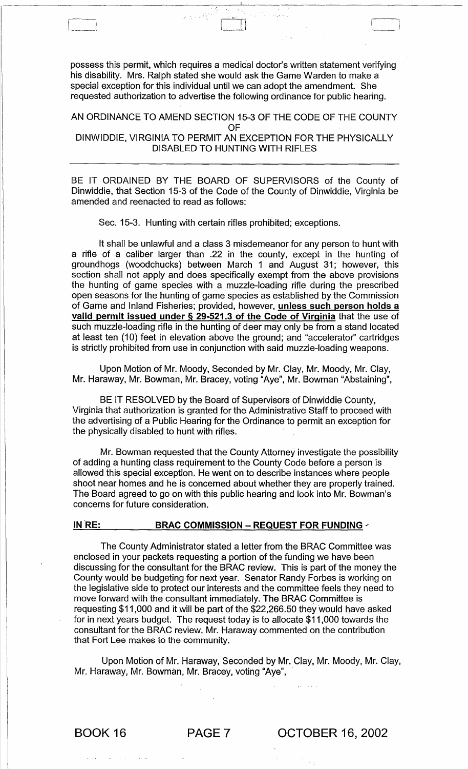possess this permit, which requires a medical doctor's written statement verifying his disability. Mrs. Ralph stated she would ask the Game Warden to make a special exception for this individual until we can adopt the amendment. She requested authorization to advertise the following ordinance for public hearing.

AN ORDINANCE TO AMEND SECTION 15-3 OF THE CODE OF THE COUNTY OF DINWIDDIE, VIRGINIA TO PERMIT AN EXCEPTION FOR THE PHYSICALLY DISABLED TO HUNTING WITH RIFLES

---

BE IT ORDAINED BY THE BOARD OF SUPERVISORS of the County of Dinwiddie, that Section 15-3 of the Code of the County of Dinwiddie, Virginia be amended and reenacted to read as follows:

Sec. 15-3. Hunting with certain rifles prohibited; exceptions.

It shall be unlawful and a class 3 misdemeanor for any person to hunt with a rifle of a caliber larger than .22 in the county, except in the hunting of groundhogs (woodchucks) between March 1 and August 31; however, this section shall not apply and does specifically exempt from the above provisions the hunting of game species with a muzzle-loading rifle during the prescribed open seasons for the hunting of game species as established by the Commission of Game and Inland Fisheries; provided, however, **unless such person holds a valid permit issued under § 29-521.3 of the Code of Virginia** that the use of such muzzle-loading rifle in the hunting of deer may only be from a stand located at least ten (10) feet in elevation above the ground; and "accelerator" cartridges is strictly prohibited from use in conjunction with said muzzle-loading weapons.

Upon Motion of Mr. Moody, Seconded by Mr. Clay, Mr. Moody, Mr. Clay, Mr. Haraway, Mr. Bowman, Mr. Bracey, voting "Aye", Mr. Bowman "Abstaining",

BE IT RESOLVED by the Board of Supervisors of Dinwiddie County, Virginia that authorization is granted for the Administrative Staff to proceed with the advertising of a Public Hearing for the Ordinance to permit an exception for the physically disabled to hunt with rifles.

Mr. Bowman requested that the County Attorney investigate the possibility of adding a hunting class requirement to the County Code before a person is allowed this special exception. He went on to describe instances where people shoot near homes and he is concerned about whether they are properly trained. The Board agreed to go on with this public hearing and look into Mr. Bowman's concerns for future consideration.

**IN RE: BRAC COMMISSION – REQUEST FOR FUNDING**

The County Administrator stated a letter from the BRAC Committee was enclosed in your packets requesting a portion of the funding we have been discussing for the consultant for the BRAC review. This is part of the money the County would be budgeting for next year. Senator Randy Forbes is working on the legislative side to protect our interests and the committee feels they need to move forward with the consultant immediately. The BRAC Committee is requesting $11,000 and it will be part of the $22,266.50 they would have asked for in next years budget. The request today is to allocate $11,000 towards the consultant for the BRAC review. Mr. Haraway commented on the contribution that Fort Lee makes to the community.

Upon Motion of Mr. Haraway, Seconded by Mr. Clay, Mr. Moody, Mr. Clay, Mr. Haraway, Mr. Bowman, Mr. Bracey, voting "Aye",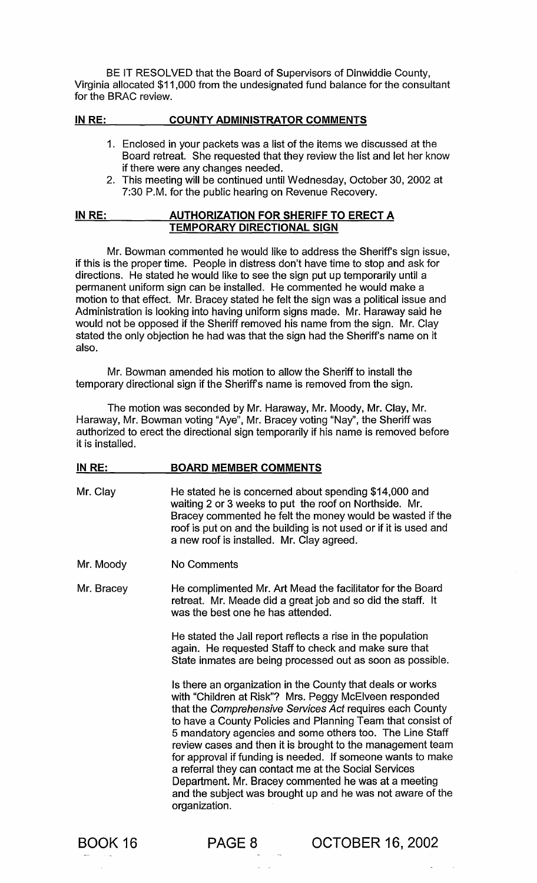BE IT RESOLVED that the Board of Supervisors of Dinwiddie County, Virginia allocated $11,000 from the undesignated fund balance for the consultant for the BRAC review.

**IN RE: COUNTY ADMINISTRATOR COMMENTS**

1. Enclosed in your packets was a list of the items we discussed at the Board retreat. She requested that they review the list and let her know if there were any changes needed.
2. This meeting will be continued until Wednesday, October 30, 2002 at 7:30 P.M. for the public hearing on Revenue Recovery.

**IN RE: AUTHORIZATION FOR SHERIFF TO ERECT A TEMPORARY DIRECTIONAL SIGN**

Mr. Bowman commented he would like to address the Sheriff's sign issue, if this is the proper time. People in distress don't have time to stop and ask for directions. He stated he would like to see the sign put up temporarily until a permanent uniform sign can be installed. He commented he would make a motion to that effect. Mr. Bracey stated he felt the sign was a political issue and Administration is looking into having uniform signs made. Mr. Haraway said he would not be opposed if the Sheriff removed his name from the sign. Mr. Clay stated the only objection he had was that the sign had the Sheriff's name on it also.

Mr. Bowman amended his motion to allow the Sheriff to install the temporary directional sign if the Sheriff's name is removed from the sign.

The motion was seconded by Mr. Haraway, Mr. Moody, Mr. Clay, Mr. Haraway, Mr. Bowman voting "Aye", Mr. Bracey voting "Nay", the Sheriff was authorized to erect the directional sign temporarily if his name is removed before it is installed.

**IN RE: BOARD MEMBER COMMENTS**

Mr. Clay — He stated he is concerned about spending $14,000 and waiting 2 or 3 weeks to put the roof on Northside. Mr. Bracey commented he felt the money would be wasted if the roof is put on and the building is not used or if it is used and a new roof is installed. Mr. Clay agreed.

Mr. Moody — No Comments

Mr. Bracey — He complimented Mr. Art Mead the facilitator for the Board retreat. Mr. Meade did a great job and so did the staff. It was the best one he has attended.

He stated the Jail report reflects a rise in the population again. He requested Staff to check and make sure that State inmates are being processed out as soon as possible.

Is there an organization in the County that deals or works with "Children at Risk"? Mrs. Peggy McElveen responded that the *Comprehensive Services Act* requires each County to have a County Policies and Planning Team that consist of 5 mandatory agencies and some others too. The Line Staff review cases and then it is brought to the management team for approval if funding is needed. If someone wants to make a referral they can contact me at the Social Services Department. Mr. Bracey commented he was at a meeting and the subject was brought up and he was not aware of the organization.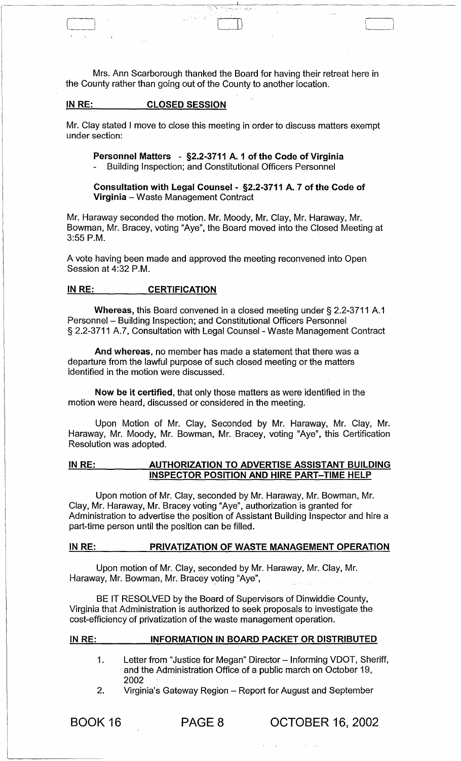Mrs. Ann Scarborough thanked the Board for having their retreat here in the County rather than going out of the County to another location.

**IN RE: CLOSED SESSION**

Mr. Clay stated I move to close this meeting in order to discuss matters exempt under section:

**Personnel Matters - §2.2-3711 A. 1 of the Code of Virginia**
- Building Inspection; and Constitutional Officers Personnel

**Consultation with Legal Counsel - §2.2-3711 A. 7 of the Code of Virginia** – Waste Management Contract

Mr. Haraway seconded the motion. Mr. Moody, Mr. Clay, Mr. Haraway, Mr. Bowman, Mr. Bracey, voting "Aye", the Board moved into the Closed Meeting at 3:55 P.M.

A vote having been made and approved the meeting reconvened into Open Session at 4:32 P.M.

**IN RE: CERTIFICATION**

**Whereas,** this Board convened in a closed meeting under § 2.2-3711 A.1 Personnel – Building Inspection; and Constitutional Officers Personnel § 2.2-3711 A.7, Consultation with Legal Counsel - Waste Management Contract

**And whereas,** no member has made a statement that there was a departure from the lawful purpose of such closed meeting or the matters identified in the motion were discussed.

**Now be it certified,** that only those matters as were identified in the motion were heard, discussed or considered in the meeting.

Upon Motion of Mr. Clay, Seconded by Mr. Haraway, Mr. Clay, Mr. Haraway, Mr. Moody, Mr. Bowman, Mr. Bracey, voting "Aye", this Certification Resolution was adopted.

**IN RE: AUTHORIZATION TO ADVERTISE ASSISTANT BUILDING INSPECTOR POSITION AND HIRE PART-TIME HELP**

Upon motion of Mr. Clay, seconded by Mr. Haraway, Mr. Bowman, Mr. Clay, Mr. Haraway, Mr. Bracey voting "Aye", authorization is granted for Administration to advertise the position of Assistant Building Inspector and hire a part-time person until the position can be filled.

**IN RE: PRIVATIZATION OF WASTE MANAGEMENT OPERATION**

Upon motion of Mr. Clay, seconded by Mr. Haraway, Mr. Clay, Mr. Haraway, Mr. Bowman, Mr. Bracey voting "Aye",

BE IT RESOLVED by the Board of Supervisors of Dinwiddie County, Virginia that Administration is authorized to seek proposals to investigate the cost-efficiency of privatization of the waste management operation.

**IN RE: INFORMATION IN BOARD PACKET OR DISTRIBUTED**

1. Letter from "Justice for Megan" Director – Informing VDOT, Sheriff, and the Administration Office of a public march on October 19, 2002
2. Virginia's Gateway Region – Report for August and September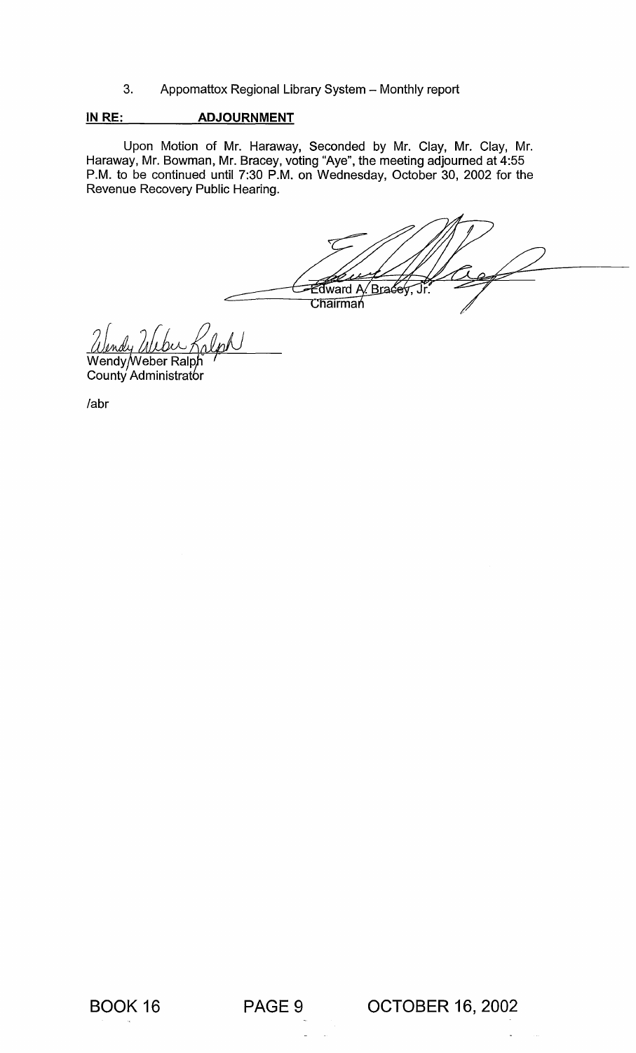3. Appomattox Regional Library System – Monthly report

**IN RE: ADJOURNMENT**

Upon Motion of Mr. Haraway, Seconded by Mr. Clay, Mr. Clay, Mr. Haraway, Mr. Bowman, Mr. Bracey, voting "Aye", the meeting adjourned at 4:55 P.M. to be continued until 7:30 P.M. on Wednesday, October 30, 2002 for the Revenue Recovery Public Hearing.

Edward A. Bracey, Jr.
Chairman

Wendy Weber Ralph
County Administrator

/abr

BOOK 16 PAGE 9 OCTOBER 16, 2002